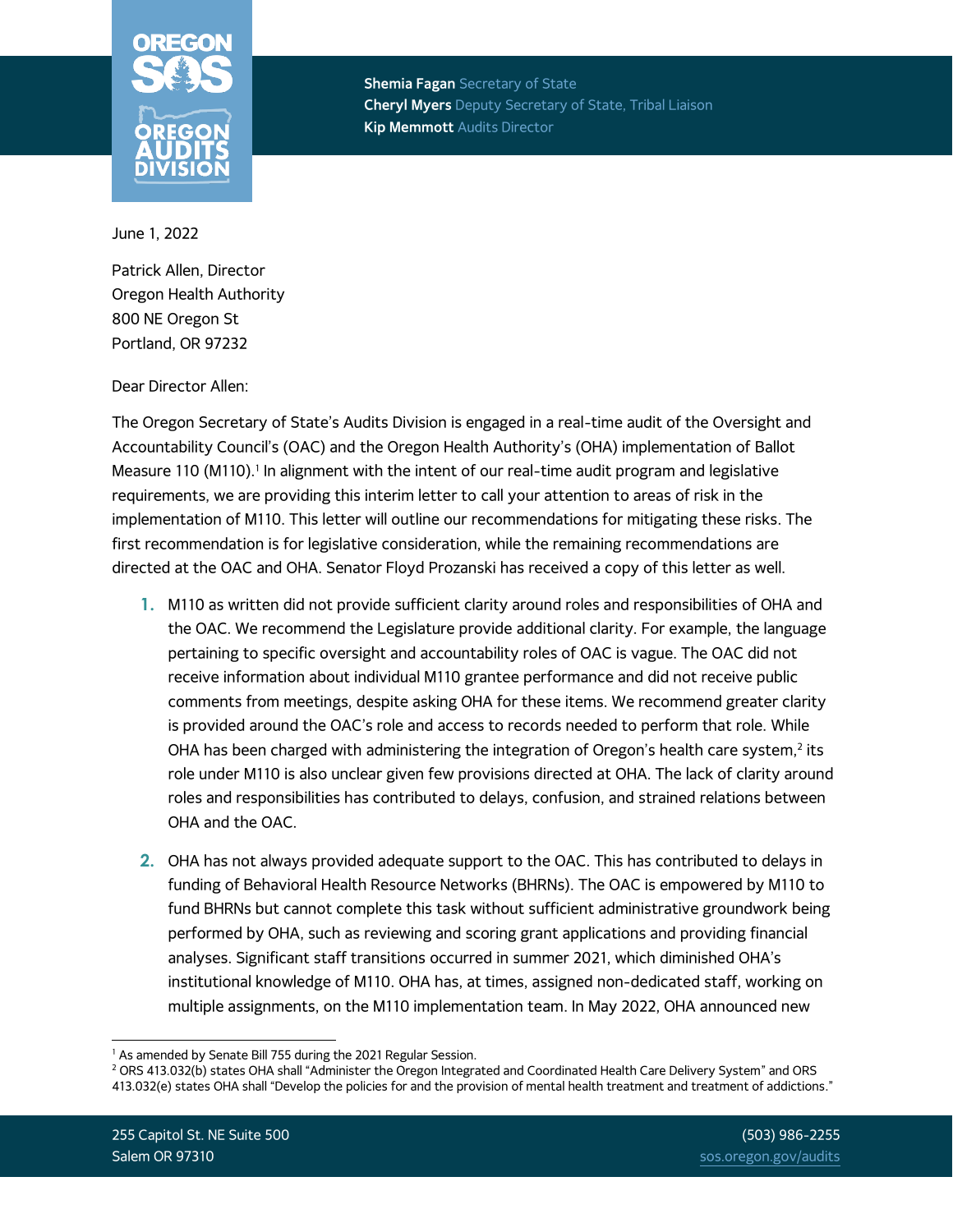**Shemia Fagan** Secretary of State
**Cheryl Myers** Deputy Secretary of State, Tribal Liaison
**Kip Memmott** Audits Director

June 1, 2022

Patrick Allen, Director
Oregon Health Authority
800 NE Oregon St
Portland, OR 97232

Dear Director Allen:

The Oregon Secretary of State's Audits Division is engaged in a real-time audit of the Oversight and Accountability Council's (OAC) and the Oregon Health Authority's (OHA) implementation of Ballot Measure 110 (M110).[1] In alignment with the intent of our real-time audit program and legislative requirements, we are providing this interim letter to call your attention to areas of risk in the implementation of M110. This letter will outline our recommendations for mitigating these risks. The first recommendation is for legislative consideration, while the remaining recommendations are directed at the OAC and OHA. Senator Floyd Prozanski has received a copy of this letter as well.

1. M110 as written did not provide sufficient clarity around roles and responsibilities of OHA and the OAC. We recommend the Legislature provide additional clarity. For example, the language pertaining to specific oversight and accountability roles of OAC is vague. The OAC did not receive information about individual M110 grantee performance and did not receive public comments from meetings, despite asking OHA for these items. We recommend greater clarity is provided around the OAC's role and access to records needed to perform that role. While OHA has been charged with administering the integration of Oregon's health care system,[2] its role under M110 is also unclear given few provisions directed at OHA. The lack of clarity around roles and responsibilities has contributed to delays, confusion, and strained relations between OHA and the OAC.

2. OHA has not always provided adequate support to the OAC. This has contributed to delays in funding of Behavioral Health Resource Networks (BHRNs). The OAC is empowered by M110 to fund BHRNs but cannot complete this task without sufficient administrative groundwork being performed by OHA, such as reviewing and scoring grant applications and providing financial analyses. Significant staff transitions occurred in summer 2021, which diminished OHA's institutional knowledge of M110. OHA has, at times, assigned non-dedicated staff, working on multiple assignments, on the M110 implementation team. In May 2022, OHA announced new

[1] As amended by Senate Bill 755 during the 2021 Regular Session.

[2] ORS 413.032(b) states OHA shall "Administer the Oregon Integrated and Coordinated Health Care Delivery System" and ORS 413.032(e) states OHA shall "Develop the policies for and the provision of mental health treatment and treatment of addictions."

255 Capitol St. NE Suite 500
Salem OR 97310

(503) 986-2255
sos.oregon.gov/audits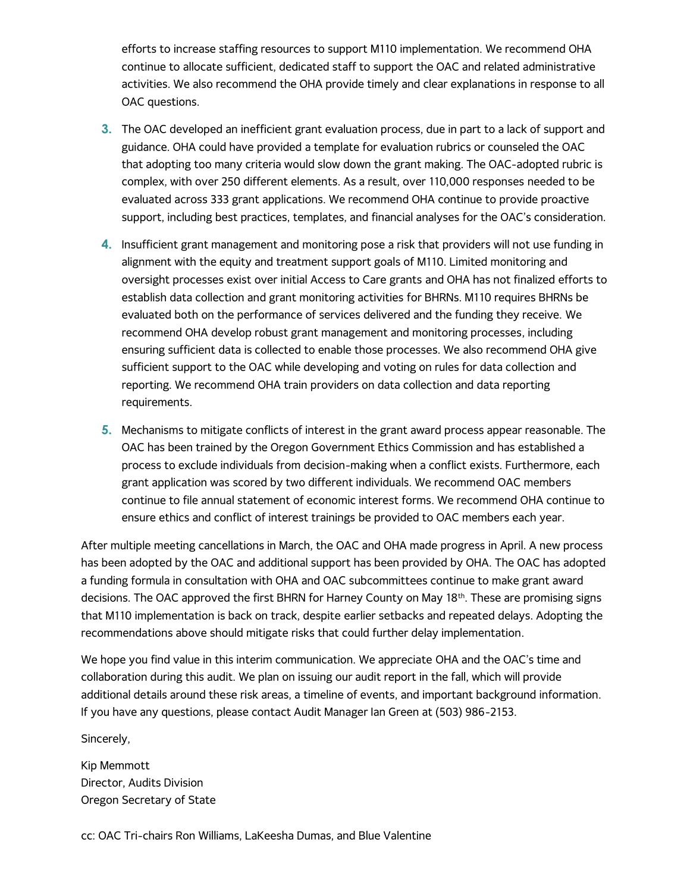efforts to increase staffing resources to support M110 implementation. We recommend OHA continue to allocate sufficient, dedicated staff to support the OAC and related administrative activities. We also recommend the OHA provide timely and clear explanations in response to all OAC questions.

3. The OAC developed an inefficient grant evaluation process, due in part to a lack of support and guidance. OHA could have provided a template for evaluation rubrics or counseled the OAC that adopting too many criteria would slow down the grant making. The OAC-adopted rubric is complex, with over 250 different elements. As a result, over 110,000 responses needed to be evaluated across 333 grant applications. We recommend OHA continue to provide proactive support, including best practices, templates, and financial analyses for the OAC's consideration.

4. Insufficient grant management and monitoring pose a risk that providers will not use funding in alignment with the equity and treatment support goals of M110. Limited monitoring and oversight processes exist over initial Access to Care grants and OHA has not finalized efforts to establish data collection and grant monitoring activities for BHRNs. M110 requires BHRNs be evaluated both on the performance of services delivered and the funding they receive. We recommend OHA develop robust grant management and monitoring processes, including ensuring sufficient data is collected to enable those processes. We also recommend OHA give sufficient support to the OAC while developing and voting on rules for data collection and reporting. We recommend OHA train providers on data collection and data reporting requirements.

5. Mechanisms to mitigate conflicts of interest in the grant award process appear reasonable. The OAC has been trained by the Oregon Government Ethics Commission and has established a process to exclude individuals from decision-making when a conflict exists. Furthermore, each grant application was scored by two different individuals. We recommend OAC members continue to file annual statement of economic interest forms. We recommend OHA continue to ensure ethics and conflict of interest trainings be provided to OAC members each year.

After multiple meeting cancellations in March, the OAC and OHA made progress in April. A new process has been adopted by the OAC and additional support has been provided by OHA. The OAC has adopted a funding formula in consultation with OHA and OAC subcommittees continue to make grant award decisions. The OAC approved the first BHRN for Harney County on May 18th. These are promising signs that M110 implementation is back on track, despite earlier setbacks and repeated delays. Adopting the recommendations above should mitigate risks that could further delay implementation.

We hope you find value in this interim communication. We appreciate OHA and the OAC's time and collaboration during this audit. We plan on issuing our audit report in the fall, which will provide additional details around these risk areas, a timeline of events, and important background information. If you have any questions, please contact Audit Manager Ian Green at (503) 986-2153.

Sincerely,

Kip Memmott
Director, Audits Division
Oregon Secretary of State

cc: OAC Tri-chairs Ron Williams, LaKeesha Dumas, and Blue Valentine